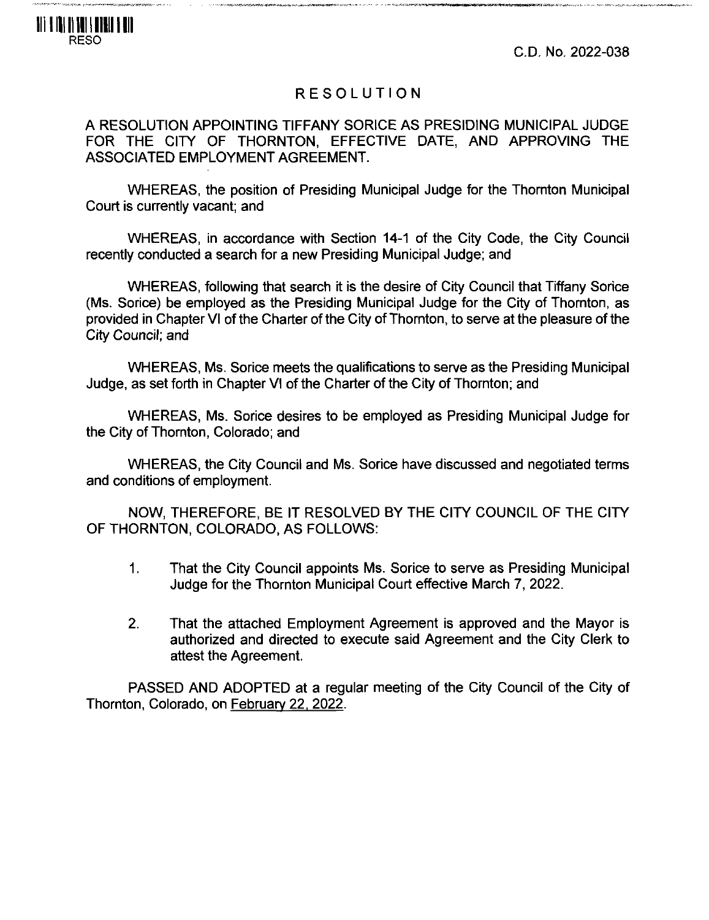RESO

C.D. No. 2022-038

# RESOLUTION

A RESOLUTION APPOINTING TIFFANY SORICE AS PRESIDING MUNICIPAL JUDGE FOR THE CITY OF THORNTON, EFFECTIVE DATE, AND APPROVING THE ASSOCIATED EMPLOYMENT AGREEMENT.

WHEREAS, the position of Presiding Municipal Judge for the Thornton Municipal Court is currently vacant; and

WHEREAS, in accordance with Section 14-1 of the City Code, the City Council recently conducted a search for a new Presiding Municipal Judge; and

WHEREAS, following that search it is the desire of City Council that Tiffany Sorice (Ms. Sorice) be employed as the Presiding Municipal Judge for the City of Thornton, as provided in Chapter VI of the Charter of the City of Thornton, to serve at the pleasure of the City Council; and

WHEREAS, Ms. Sorice meets the qualifications to serve as the Presiding Municipal Judge, as set forth in Chapter VI of the Charter of the City of Thornton; and

WHEREAS, Ms. Sorice desires to be employed as Presiding Municipal Judge for the City of Thornton, Colorado; and

WHEREAS, the City Council and Ms. Sorice have discussed and negotiated terms and conditions of employment.

NOW, THEREFORE, BE IT RESOLVED BY THE CITY COUNCIL OF THE CITY OF THORNTON, COLORADO, AS FOLLOWS:

1. That the City Council appoints Ms. Sorice to serve as Presiding Municipal Judge for the Thornton Municipal Court effective March 7, 2022.

2. That the attached Employment Agreement is approved and the Mayor is authorized and directed to execute said Agreement and the City Clerk to attest the Agreement.

PASSED AND ADOPTED at a regular meeting of the City Council of the City of Thornton, Colorado, on February 22, 2022.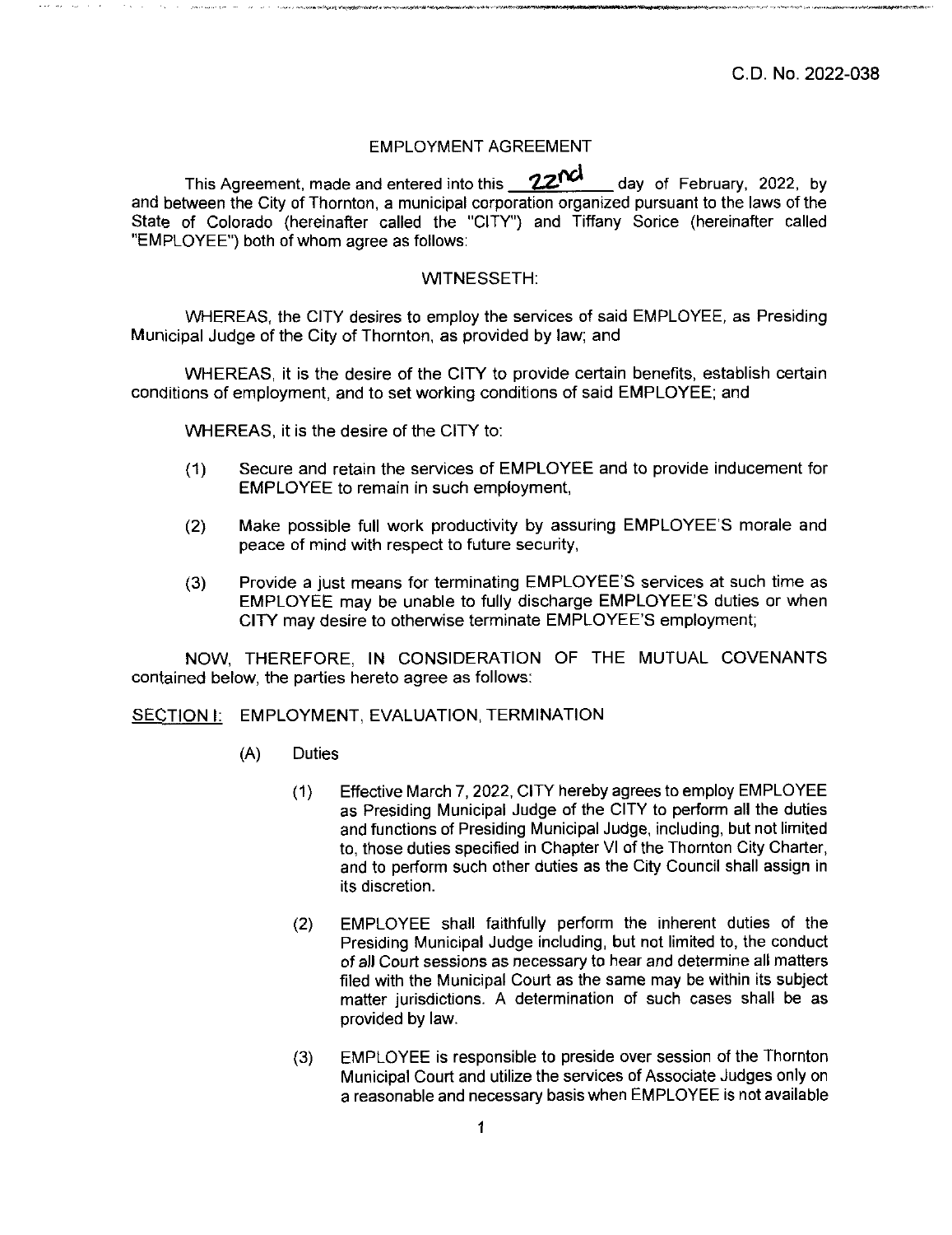C.D. No. 2022-038

# EMPLOYMENT AGREEMENT

This Agreement, made and entered into this **22nd** day of February, 2022, by and between the City of Thornton, a municipal corporation organized pursuant to the laws of the State of Colorado (hereinafter called the "CITY") and Tiffany Sorice (hereinafter called "EMPLOYEE") both of whom agree as follows:

WITNESSETH:

WHEREAS, the CITY desires to employ the services of said EMPLOYEE, as Presiding Municipal Judge of the City of Thornton, as provided by law; and

WHEREAS, it is the desire of the CITY to provide certain benefits, establish certain conditions of employment, and to set working conditions of said EMPLOYEE; and

WHEREAS, it is the desire of the CITY to:

(1) Secure and retain the services of EMPLOYEE and to provide inducement for EMPLOYEE to remain in such employment,

(2) Make possible full work productivity by assuring EMPLOYEE'S morale and peace of mind with respect to future security,

(3) Provide a just means for terminating EMPLOYEE'S services at such time as EMPLOYEE may be unable to fully discharge EMPLOYEE'S duties or when CITY may desire to otherwise terminate EMPLOYEE'S employment;

NOW, THEREFORE, IN CONSIDERATION OF THE MUTUAL COVENANTS contained below, the parties hereto agree as follows:

## SECTION I: EMPLOYMENT, EVALUATION, TERMINATION

(A) Duties

(1) Effective March 7, 2022, CITY hereby agrees to employ EMPLOYEE as Presiding Municipal Judge of the CITY to perform all the duties and functions of Presiding Municipal Judge, including, but not limited to, those duties specified in Chapter VI of the Thornton City Charter, and to perform such other duties as the City Council shall assign in its discretion.

(2) EMPLOYEE shall faithfully perform the inherent duties of the Presiding Municipal Judge including, but not limited to, the conduct of all Court sessions as necessary to hear and determine all matters filed with the Municipal Court as the same may be within its subject matter jurisdictions. A determination of such cases shall be as provided by law.

(3) EMPLOYEE is responsible to preside over session of the Thornton Municipal Court and utilize the services of Associate Judges only on a reasonable and necessary basis when EMPLOYEE is not available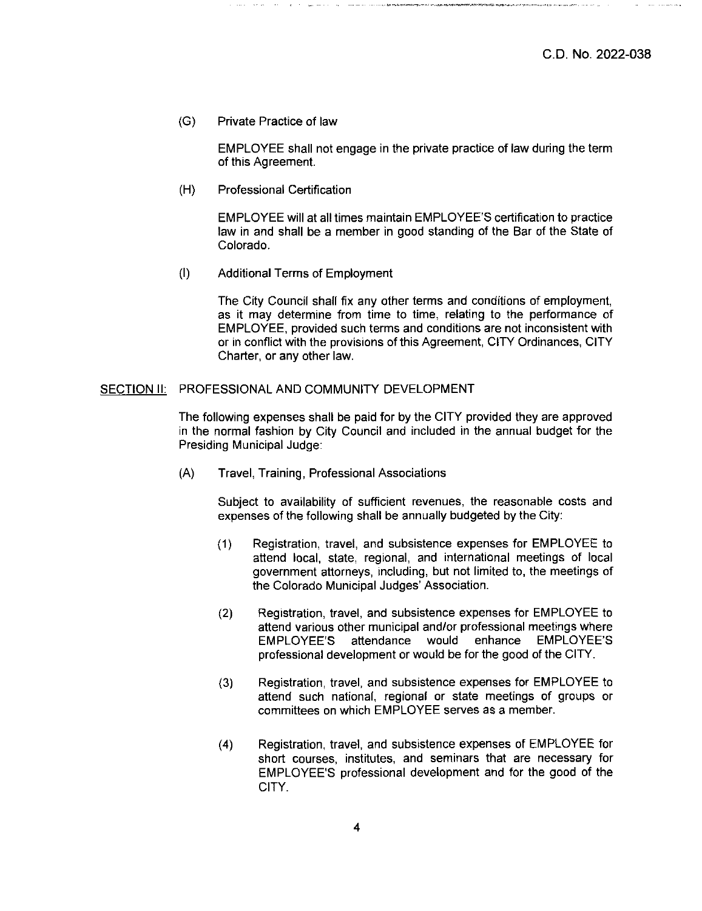C.D. No. 2022-038

(G) Private Practice of law

EMPLOYEE shall not engage in the private practice of law during the term of this Agreement.

(H) Professional Certification

EMPLOYEE will at all times maintain EMPLOYEE'S certification to practice law in and shall be a member in good standing of the Bar of the State of Colorado.

(I) Additional Terms of Employment

The City Council shall fix any other terms and conditions of employment, as it may determine from time to time, relating to the performance of EMPLOYEE, provided such terms and conditions are not inconsistent with or in conflict with the provisions of this Agreement, CITY Ordinances, CITY Charter, or any other law.

## SECTION II: PROFESSIONAL AND COMMUNITY DEVELOPMENT

The following expenses shall be paid for by the CITY provided they are approved in the normal fashion by City Council and included in the annual budget for the Presiding Municipal Judge:

(A) Travel, Training, Professional Associations

Subject to availability of sufficient revenues, the reasonable costs and expenses of the following shall be annually budgeted by the City:

(1) Registration, travel, and subsistence expenses for EMPLOYEE to attend local, state, regional, and international meetings of local government attorneys, including, but not limited to, the meetings of the Colorado Municipal Judges' Association.

(2) Registration, travel, and subsistence expenses for EMPLOYEE to attend various other municipal and/or professional meetings where EMPLOYEE'S attendance would enhance EMPLOYEE'S professional development or would be for the good of the CITY.

(3) Registration, travel, and subsistence expenses for EMPLOYEE to attend such national, regional or state meetings of groups or committees on which EMPLOYEE serves as a member.

(4) Registration, travel, and subsistence expenses of EMPLOYEE for short courses, institutes, and seminars that are necessary for EMPLOYEE'S professional development and for the good of the CITY.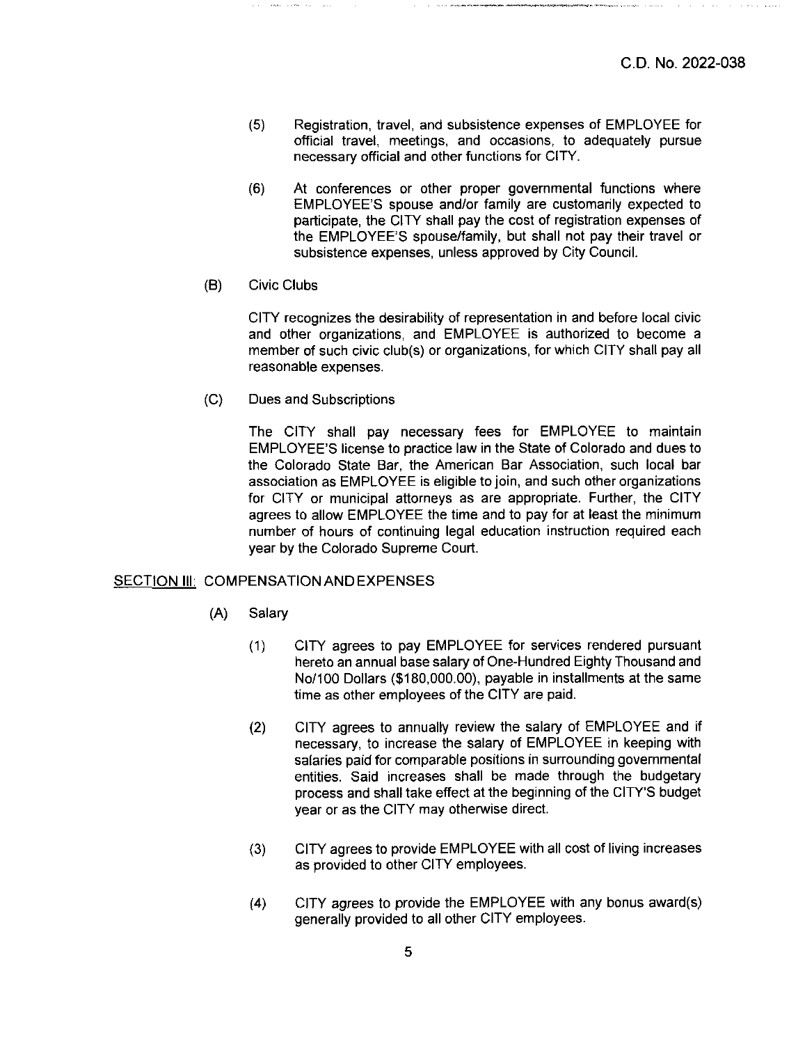(5) Registration, travel, and subsistence expenses of EMPLOYEE for official travel, meetings, and occasions, to adequately pursue necessary official and other functions for CITY.

(6) At conferences or other proper governmental functions where EMPLOYEE'S spouse and/or family are customarily expected to participate, the CITY shall pay the cost of registration expenses of the EMPLOYEE'S spouse/family, but shall not pay their travel or subsistence expenses, unless approved by City Council.

(B) Civic Clubs

CITY recognizes the desirability of representation in and before local civic and other organizations, and EMPLOYEE is authorized to become a member of such civic club(s) or organizations, for which CITY shall pay all reasonable expenses.

(C) Dues and Subscriptions

The CITY shall pay necessary fees for EMPLOYEE to maintain EMPLOYEE'S license to practice law in the State of Colorado and dues to the Colorado State Bar, the American Bar Association, such local bar association as EMPLOYEE is eligible to join, and such other organizations for CITY or municipal attorneys as are appropriate. Further, the CITY agrees to allow EMPLOYEE the time and to pay for at least the minimum number of hours of continuing legal education instruction required each year by the Colorado Supreme Court.

## SECTION III: COMPENSATION AND EXPENSES

(A) Salary

(1) CITY agrees to pay EMPLOYEE for services rendered pursuant hereto an annual base salary of One-Hundred Eighty Thousand and No/100 Dollars ($180,000.00), payable in installments at the same time as other employees of the CITY are paid.

(2) CITY agrees to annually review the salary of EMPLOYEE and if necessary, to increase the salary of EMPLOYEE in keeping with salaries paid for comparable positions in surrounding governmental entities. Said increases shall be made through the budgetary process and shall take effect at the beginning of the CITY'S budget year or as the CITY may otherwise direct.

(3) CITY agrees to provide EMPLOYEE with all cost of living increases as provided to other CITY employees.

(4) CITY agrees to provide the EMPLOYEE with any bonus award(s) generally provided to all other CITY employees.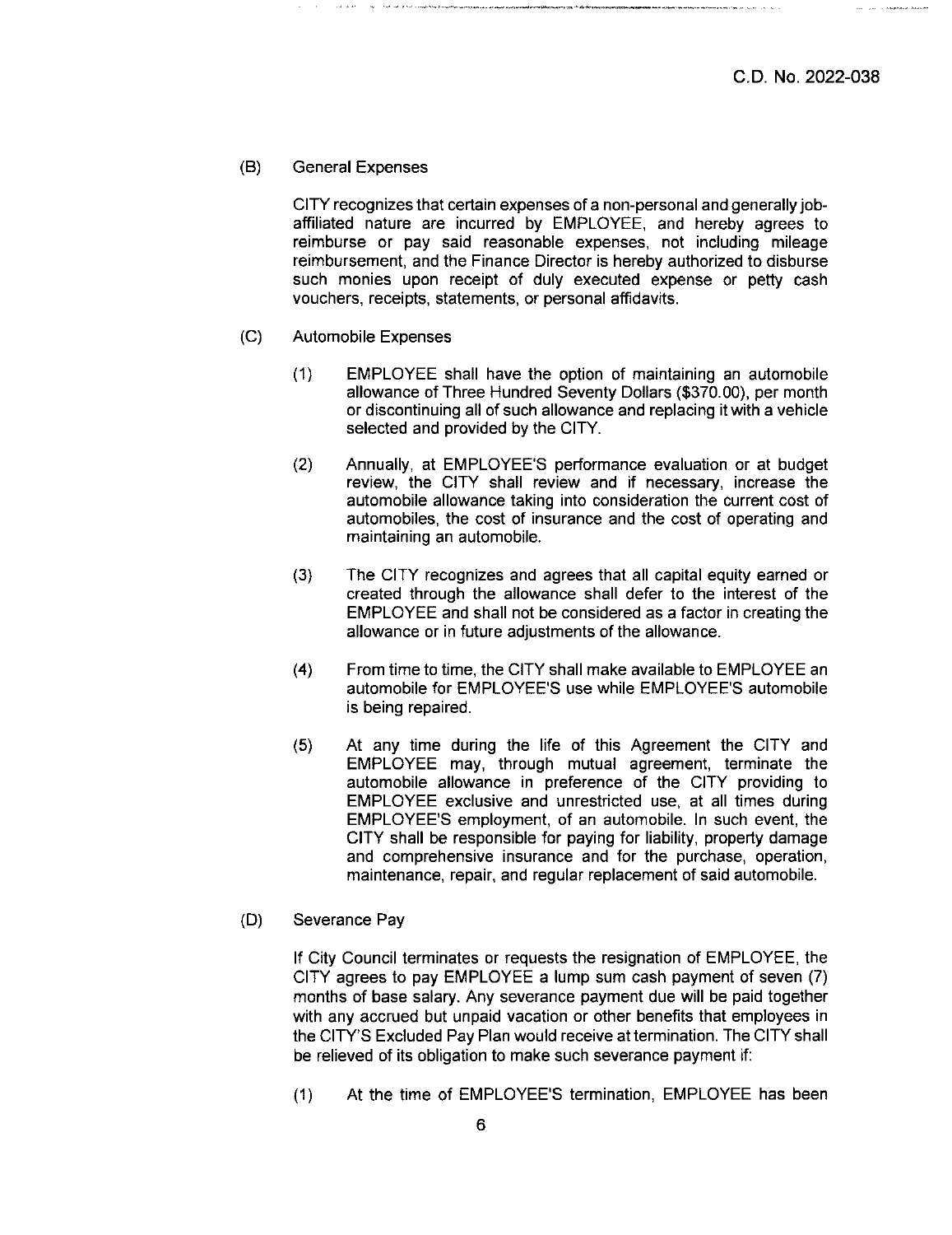C.D. No. 2022-038

(B) General Expenses

CITY recognizes that certain expenses of a non-personal and generally job-affiliated nature are incurred by EMPLOYEE, and hereby agrees to reimburse or pay said reasonable expenses, not including mileage reimbursement, and the Finance Director is hereby authorized to disburse such monies upon receipt of duly executed expense or petty cash vouchers, receipts, statements, or personal affidavits.

(C) Automobile Expenses

(1) EMPLOYEE shall have the option of maintaining an automobile allowance of Three Hundred Seventy Dollars ($370.00), per month or discontinuing all of such allowance and replacing it with a vehicle selected and provided by the CITY.

(2) Annually, at EMPLOYEE'S performance evaluation or at budget review, the CITY shall review and if necessary, increase the automobile allowance taking into consideration the current cost of automobiles, the cost of insurance and the cost of operating and maintaining an automobile.

(3) The CITY recognizes and agrees that all capital equity earned or created through the allowance shall defer to the interest of the EMPLOYEE and shall not be considered as a factor in creating the allowance or in future adjustments of the allowance.

(4) From time to time, the CITY shall make available to EMPLOYEE an automobile for EMPLOYEE'S use while EMPLOYEE'S automobile is being repaired.

(5) At any time during the life of this Agreement the CITY and EMPLOYEE may, through mutual agreement, terminate the automobile allowance in preference of the CITY providing to EMPLOYEE exclusive and unrestricted use, at all times during EMPLOYEE'S employment, of an automobile. In such event, the CITY shall be responsible for paying for liability, property damage and comprehensive insurance and for the purchase, operation, maintenance, repair, and regular replacement of said automobile.

(D) Severance Pay

If City Council terminates or requests the resignation of EMPLOYEE, the CITY agrees to pay EMPLOYEE a lump sum cash payment of seven (7) months of base salary. Any severance payment due will be paid together with any accrued but unpaid vacation or other benefits that employees in the CITY'S Excluded Pay Plan would receive at termination. The CITY shall be relieved of its obligation to make such severance payment if:

(1) At the time of EMPLOYEE'S termination, EMPLOYEE has been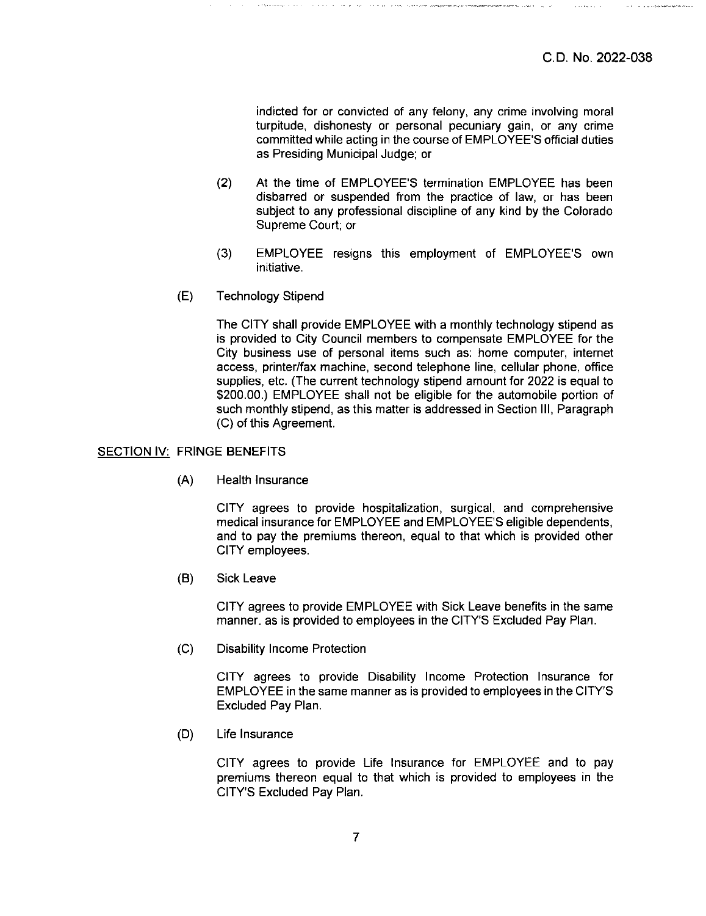indicted for or convicted of any felony, any crime involving moral turpitude, dishonesty or personal pecuniary gain, or any crime committed while acting in the course of EMPLOYEE'S official duties as Presiding Municipal Judge; or

(2) At the time of EMPLOYEE'S termination EMPLOYEE has been disbarred or suspended from the practice of law, or has been subject to any professional discipline of any kind by the Colorado Supreme Court; or

(3) EMPLOYEE resigns this employment of EMPLOYEE'S own initiative.

(E) Technology Stipend

The CITY shall provide EMPLOYEE with a monthly technology stipend as is provided to City Council members to compensate EMPLOYEE for the City business use of personal items such as: home computer, internet access, printer/fax machine, second telephone line, cellular phone, office supplies, etc. (The current technology stipend amount for 2022 is equal to $200.00.) EMPLOYEE shall not be eligible for the automobile portion of such monthly stipend, as this matter is addressed in Section III, Paragraph (C) of this Agreement.

## SECTION IV: FRINGE BENEFITS

(A) Health Insurance

CITY agrees to provide hospitalization, surgical, and comprehensive medical insurance for EMPLOYEE and EMPLOYEE'S eligible dependents, and to pay the premiums thereon, equal to that which is provided other CITY employees.

(B) Sick Leave

CITY agrees to provide EMPLOYEE with Sick Leave benefits in the same manner. as is provided to employees in the CITY'S Excluded Pay Plan.

(C) Disability Income Protection

CITY agrees to provide Disability Income Protection Insurance for EMPLOYEE in the same manner as is provided to employees in the CITY'S Excluded Pay Plan.

(D) Life Insurance

CITY agrees to provide Life Insurance for EMPLOYEE and to pay premiums thereon equal to that which is provided to employees in the CITY'S Excluded Pay Plan.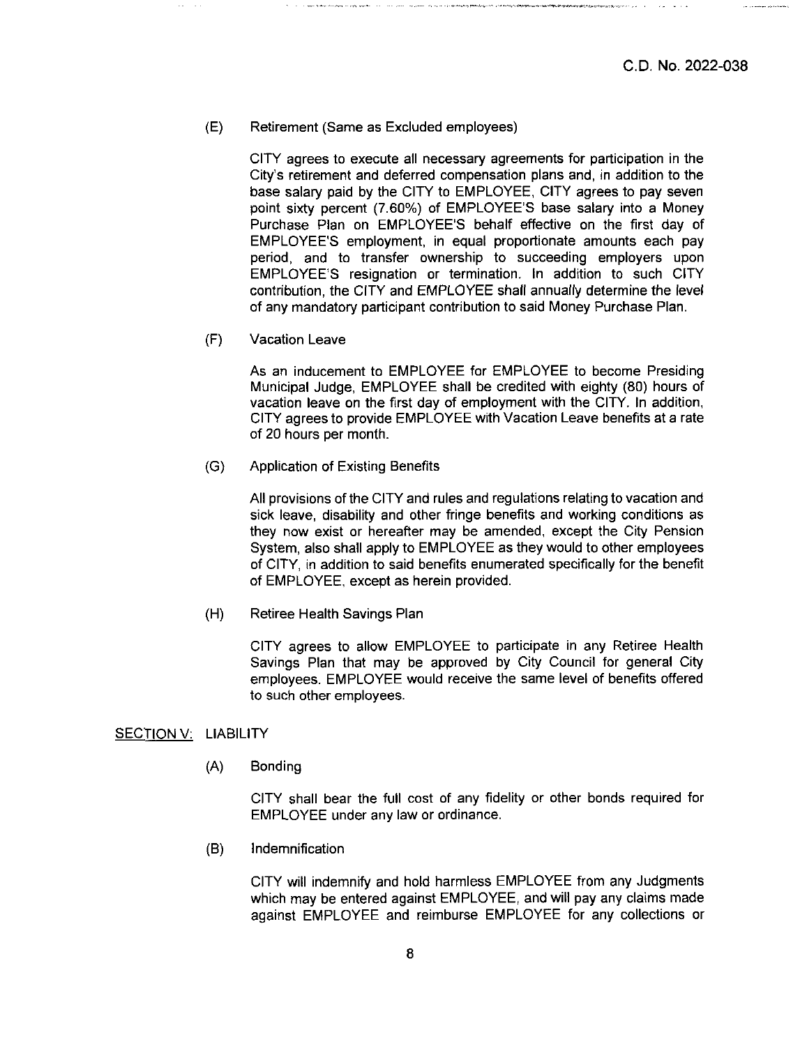(E) Retirement (Same as Excluded employees)

CITY agrees to execute all necessary agreements for participation in the City's retirement and deferred compensation plans and, in addition to the base salary paid by the CITY to EMPLOYEE, CITY agrees to pay seven point sixty percent (7.60%) of EMPLOYEE'S base salary into a Money Purchase Plan on EMPLOYEE'S behalf effective on the first day of EMPLOYEE'S employment, in equal proportionate amounts each pay period, and to transfer ownership to succeeding employers upon EMPLOYEE'S resignation or termination. In addition to such CITY contribution, the CITY and EMPLOYEE shall annually determine the level of any mandatory participant contribution to said Money Purchase Plan.

(F) Vacation Leave

As an inducement to EMPLOYEE for EMPLOYEE to become Presiding Municipal Judge, EMPLOYEE shall be credited with eighty (80) hours of vacation leave on the first day of employment with the CITY. In addition, CITY agrees to provide EMPLOYEE with Vacation Leave benefits at a rate of 20 hours per month.

(G) Application of Existing Benefits

All provisions of the CITY and rules and regulations relating to vacation and sick leave, disability and other fringe benefits and working conditions as they now exist or hereafter may be amended, except the City Pension System, also shall apply to EMPLOYEE as they would to other employees of CITY, in addition to said benefits enumerated specifically for the benefit of EMPLOYEE, except as herein provided.

(H) Retiree Health Savings Plan

CITY agrees to allow EMPLOYEE to participate in any Retiree Health Savings Plan that may be approved by City Council for general City employees. EMPLOYEE would receive the same level of benefits offered to such other employees.

## SECTION V: LIABILITY

(A) Bonding

CITY shall bear the full cost of any fidelity or other bonds required for EMPLOYEE under any law or ordinance.

(B) Indemnification

CITY will indemnify and hold harmless EMPLOYEE from any Judgments which may be entered against EMPLOYEE, and will pay any claims made against EMPLOYEE and reimburse EMPLOYEE for any collections or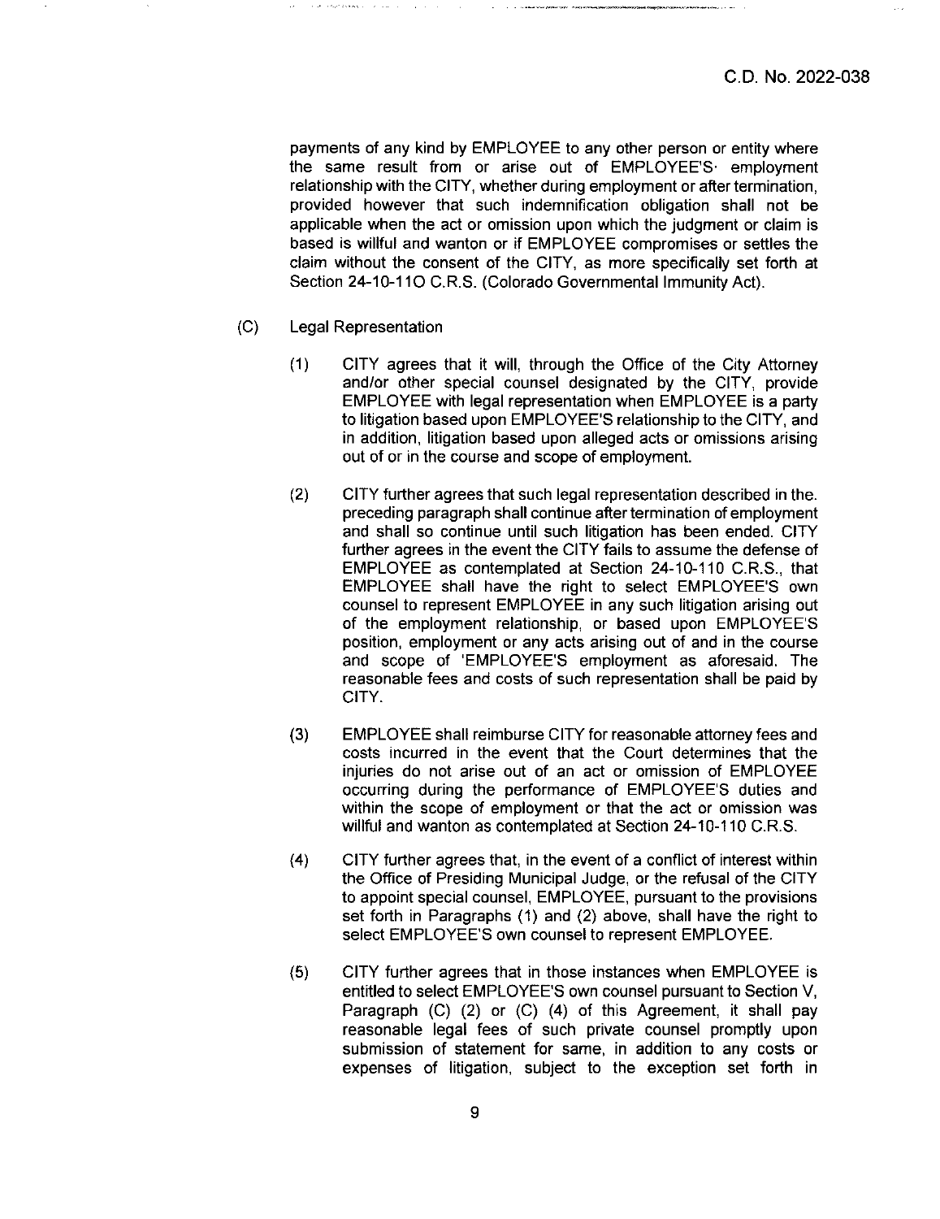payments of any kind by EMPLOYEE to any other person or entity where the same result from or arise out of EMPLOYEE'S· employment relationship with the CITY, whether during employment or after termination, provided however that such indemnification obligation shall not be applicable when the act or omission upon which the judgment or claim is based is willful and wanton or if EMPLOYEE compromises or settles the claim without the consent of the CITY, as more specifically set forth at Section 24-10-11O C.R.S. (Colorado Governmental Immunity Act).

(C) Legal Representation

(1) CITY agrees that it will, through the Office of the City Attorney and/or other special counsel designated by the CITY, provide EMPLOYEE with legal representation when EMPLOYEE is a party to litigation based upon EMPLOYEE'S relationship to the CITY, and in addition, litigation based upon alleged acts or omissions arising out of or in the course and scope of employment.

(2) CITY further agrees that such legal representation described in the. preceding paragraph shall continue after termination of employment and shall so continue until such litigation has been ended. CITY further agrees in the event the CITY fails to assume the defense of EMPLOYEE as contemplated at Section 24-10-110 C.R.S., that EMPLOYEE shall have the right to select EMPLOYEE'S own counsel to represent EMPLOYEE in any such litigation arising out of the employment relationship, or based upon EMPLOYEE'S position, employment or any acts arising out of and in the course and scope of 'EMPLOYEE'S employment as aforesaid. The reasonable fees and costs of such representation shall be paid by CITY.

(3) EMPLOYEE shall reimburse CITY for reasonable attorney fees and costs incurred in the event that the Court determines that the injuries do not arise out of an act or omission of EMPLOYEE occurring during the performance of EMPLOYEE'S duties and within the scope of employment or that the act or omission was willful and wanton as contemplated at Section 24-10-110 C.R.S.

(4) CITY further agrees that, in the event of a conflict of interest within the Office of Presiding Municipal Judge, or the refusal of the CITY to appoint special counsel, EMPLOYEE, pursuant to the provisions set forth in Paragraphs (1) and (2) above, shall have the right to select EMPLOYEE'S own counsel to represent EMPLOYEE.

(5) CITY further agrees that in those instances when EMPLOYEE is entitled to select EMPLOYEE'S own counsel pursuant to Section V, Paragraph (C) (2) or (C) (4) of this Agreement, it shall pay reasonable legal fees of such private counsel promptly upon submission of statement for same, in addition to any costs or expenses of litigation, subject to the exception set forth in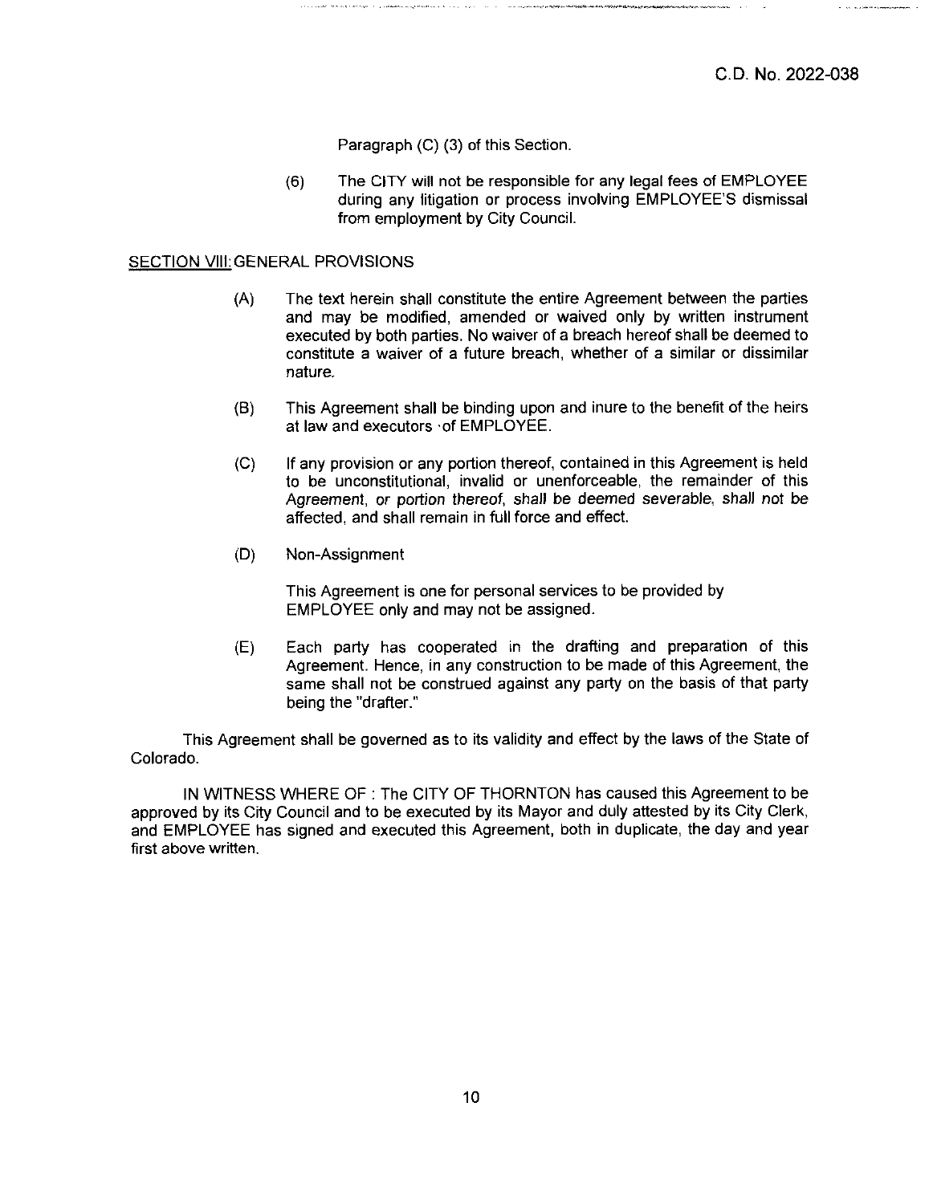Paragraph (C) (3) of this Section.

(6) The CITY will not be responsible for any legal fees of EMPLOYEE during any litigation or process involving EMPLOYEE'S dismissal from employment by City Council.

SECTION VIII: GENERAL PROVISIONS

(A) The text herein shall constitute the entire Agreement between the parties and may be modified, amended or waived only by written instrument executed by both parties. No waiver of a breach hereof shall be deemed to constitute a waiver of a future breach, whether of a similar or dissimilar nature.

(B) This Agreement shall be binding upon and inure to the benefit of the heirs at law and executors of EMPLOYEE.

(C) If any provision or any portion thereof, contained in this Agreement is held to be unconstitutional, invalid or unenforceable, the remainder of this Agreement, or portion thereof, shall be deemed severable, shall not be affected, and shall remain in full force and effect.

(D) Non-Assignment

This Agreement is one for personal services to be provided by EMPLOYEE only and may not be assigned.

(E) Each party has cooperated in the drafting and preparation of this Agreement. Hence, in any construction to be made of this Agreement, the same shall not be construed against any party on the basis of that party being the "drafter."

This Agreement shall be governed as to its validity and effect by the laws of the State of Colorado.

IN WITNESS WHERE OF : The CITY OF THORNTON has caused this Agreement to be approved by its City Council and to be executed by its Mayor and duly attested by its City Clerk, and EMPLOYEE has signed and executed this Agreement, both in duplicate, the day and year first above written.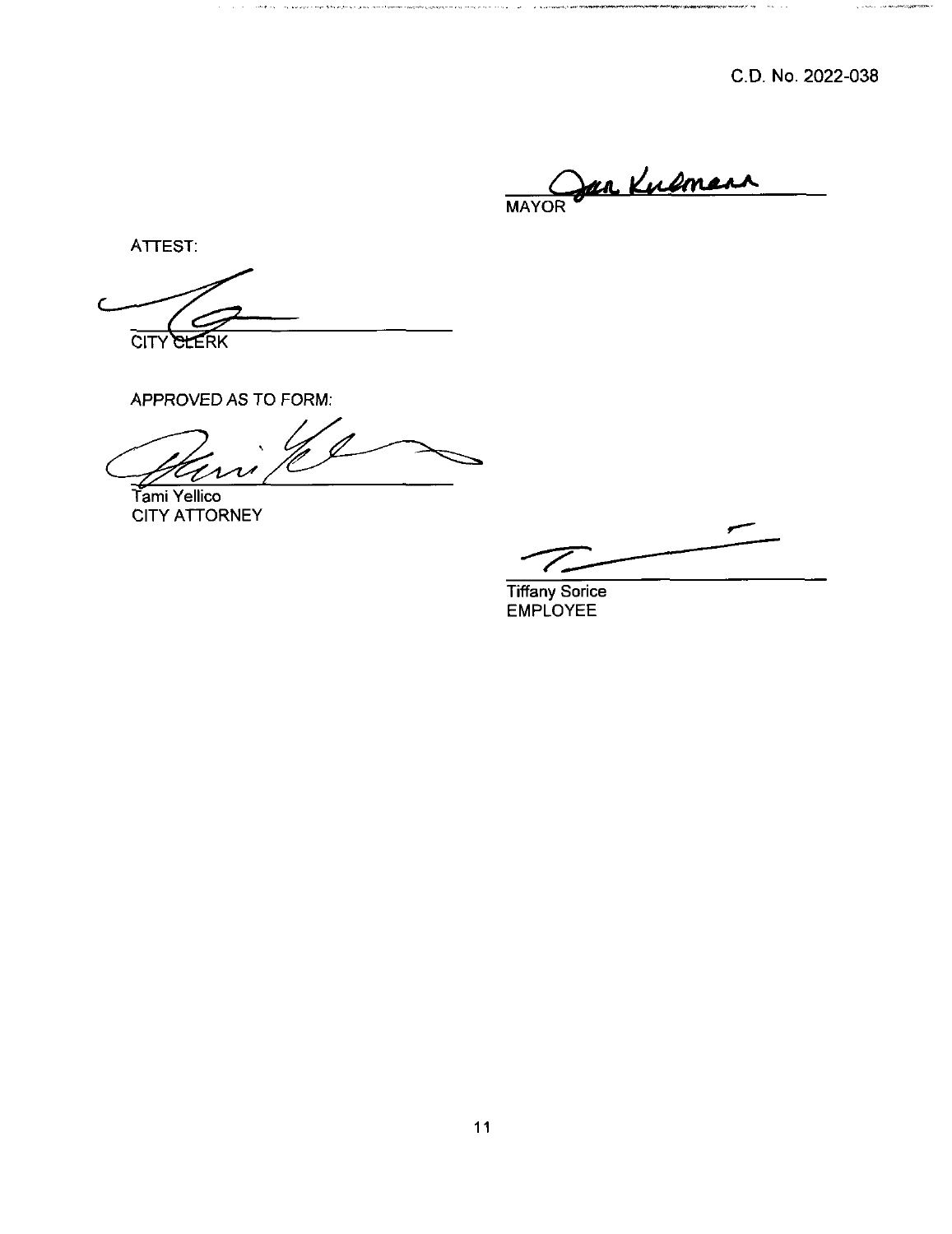C.D. No. 2022-038

MAYOR

ATTEST:

CITY CLERK

APPROVED AS TO FORM:

Tami Yellico
CITY ATTORNEY

Tiffany Sorice
EMPLOYEE